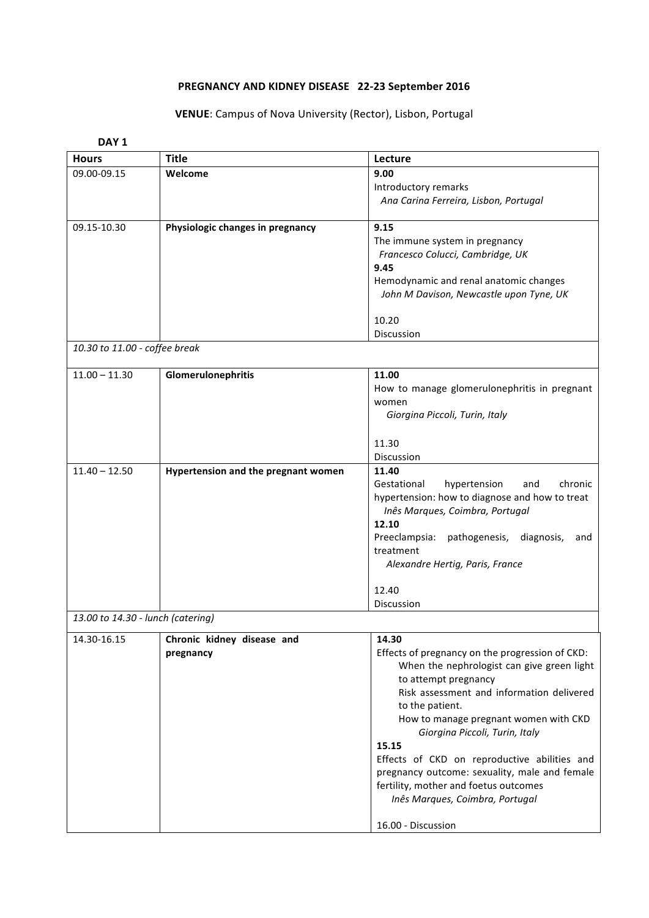**PREGNANCY AND KIDNEY DISEASE 22-23 September 2016**

**VENUE**: Campus of Nova University (Rector), Lisbon, Portugal

**DAY 1**

| **Hours** | **Title** | **Lecture** |
|---|---|---|
| 09.00-09.15 | **Welcome** | **9.00**<br>Introductory remarks<br>*Ana Carina Ferreira, Lisbon, Portugal* |
| 09.15-10.30 | **Physiologic changes in pregnancy** | **9.15**<br>The immune system in pregnancy<br>*Francesco Colucci, Cambridge, UK*<br>**9.45**<br>Hemodynamic and renal anatomic changes<br>*John M Davison, Newcastle upon Tyne, UK*<br><br>10.20<br>Discussion |
| *10.30 to 11.00 - coffee break* | | |
| 11.00 – 11.30 | **Glomerulonephritis** | **11.00**<br>How to manage glomerulonephritis in pregnant women<br>*Giorgina Piccoli, Turin, Italy*<br><br>11.30<br>Discussion |
| 11.40 – 12.50 | **Hypertension and the pregnant women** | **11.40**<br>Gestational hypertension and chronic hypertension: how to diagnose and how to treat<br>*Inês Marques, Coimbra, Portugal*<br>**12.10**<br>Preeclampsia: pathogenesis, diagnosis, and treatment<br>*Alexandre Hertig, Paris, France*<br><br>12.40<br>Discussion |
| *13.00 to 14.30 - lunch (catering)* | | |
| 14.30-16.15 | **Chronic kidney disease and pregnancy** | **14.30**<br>Effects of pregnancy on the progression of CKD:<br>When the nephrologist can give green light to attempt pregnancy<br>Risk assessment and information delivered to the patient.<br>How to manage pregnant women with CKD<br>*Giorgina Piccoli, Turin, Italy*<br>**15.15**<br>Effects of CKD on reproductive abilities and pregnancy outcome: sexuality, male and female fertility, mother and foetus outcomes<br>*Inês Marques, Coimbra, Portugal*<br><br>16.00 - Discussion |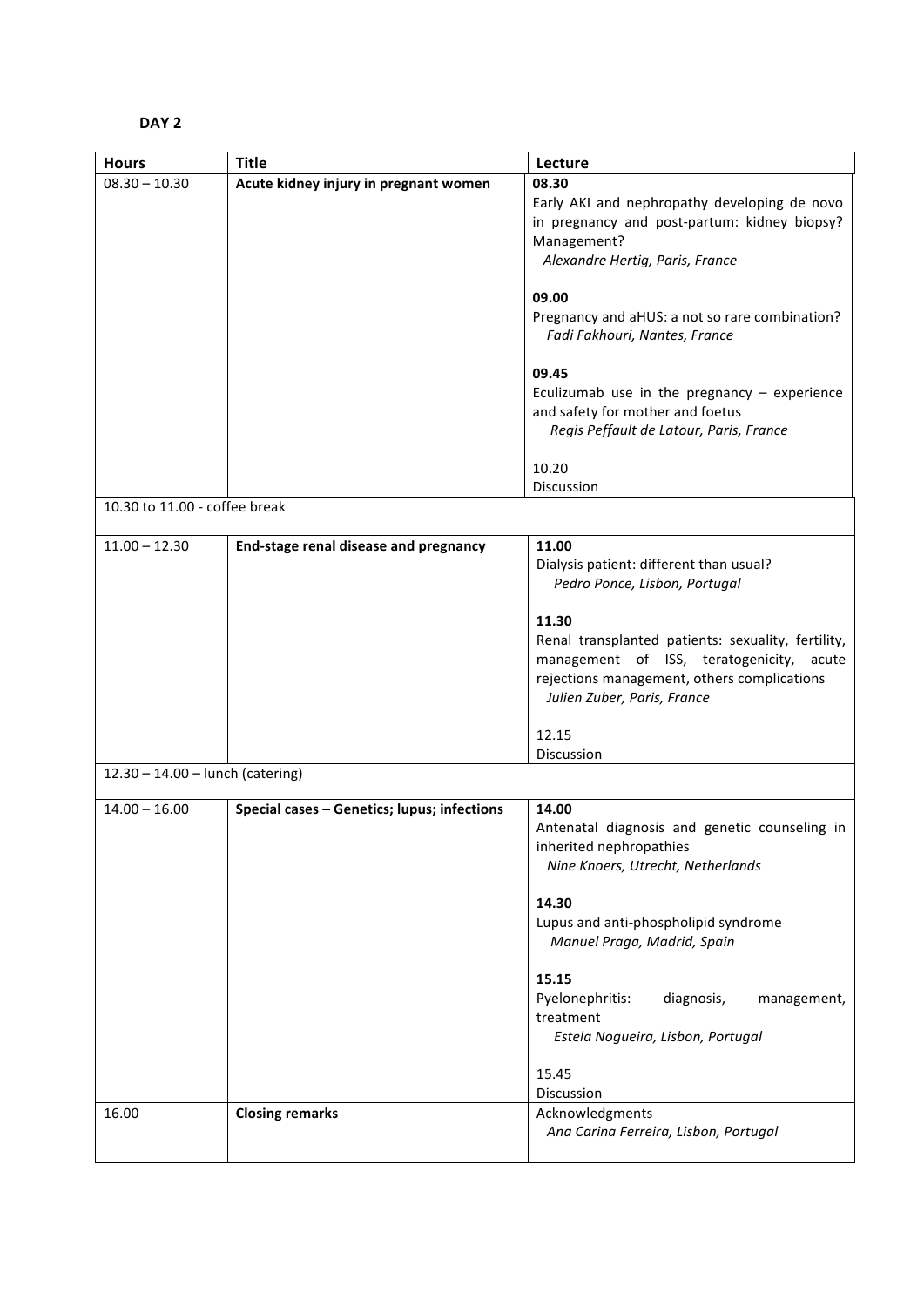**DAY 2**

| Hours | Title | Lecture |
|---|---|---|
| 08.30 – 10.30 | **Acute kidney injury in pregnant women** | **08.30**<br>Early AKI and nephropathy developing de novo in pregnancy and post-partum: kidney biopsy? Management?<br>*Alexandre Hertig, Paris, France*<br><br>**09.00**<br>Pregnancy and aHUS: a not so rare combination?<br>*Fadi Fakhouri, Nantes, France*<br><br>**09.45**<br>Eculizumab use in the pregnancy – experience and safety for mother and foetus<br>*Regis Peffault de Latour, Paris, France*<br><br>10.20<br>Discussion |
| 10.30 to 11.00 - coffee break | | |
| 11.00 – 12.30 | **End-stage renal disease and pregnancy** | **11.00**<br>Dialysis patient: different than usual?<br>*Pedro Ponce, Lisbon, Portugal*<br><br>**11.30**<br>Renal transplanted patients: sexuality, fertility, management of ISS, teratogenicity, acute rejections management, others complications<br>*Julien Zuber, Paris, France*<br><br>12.15<br>Discussion |
| 12.30 – 14.00 – lunch (catering) | | |
| 14.00 – 16.00 | **Special cases – Genetics; lupus; infections** | **14.00**<br>Antenatal diagnosis and genetic counseling in inherited nephropathies<br>*Nine Knoers, Utrecht, Netherlands*<br><br>**14.30**<br>Lupus and anti-phospholipid syndrome<br>*Manuel Praga, Madrid, Spain*<br><br>**15.15**<br>Pyelonephritis: diagnosis, management, treatment<br>*Estela Nogueira, Lisbon, Portugal*<br><br>15.45<br>Discussion |
| 16.00 | **Closing remarks** | Acknowledgments<br>*Ana Carina Ferreira, Lisbon, Portugal* |